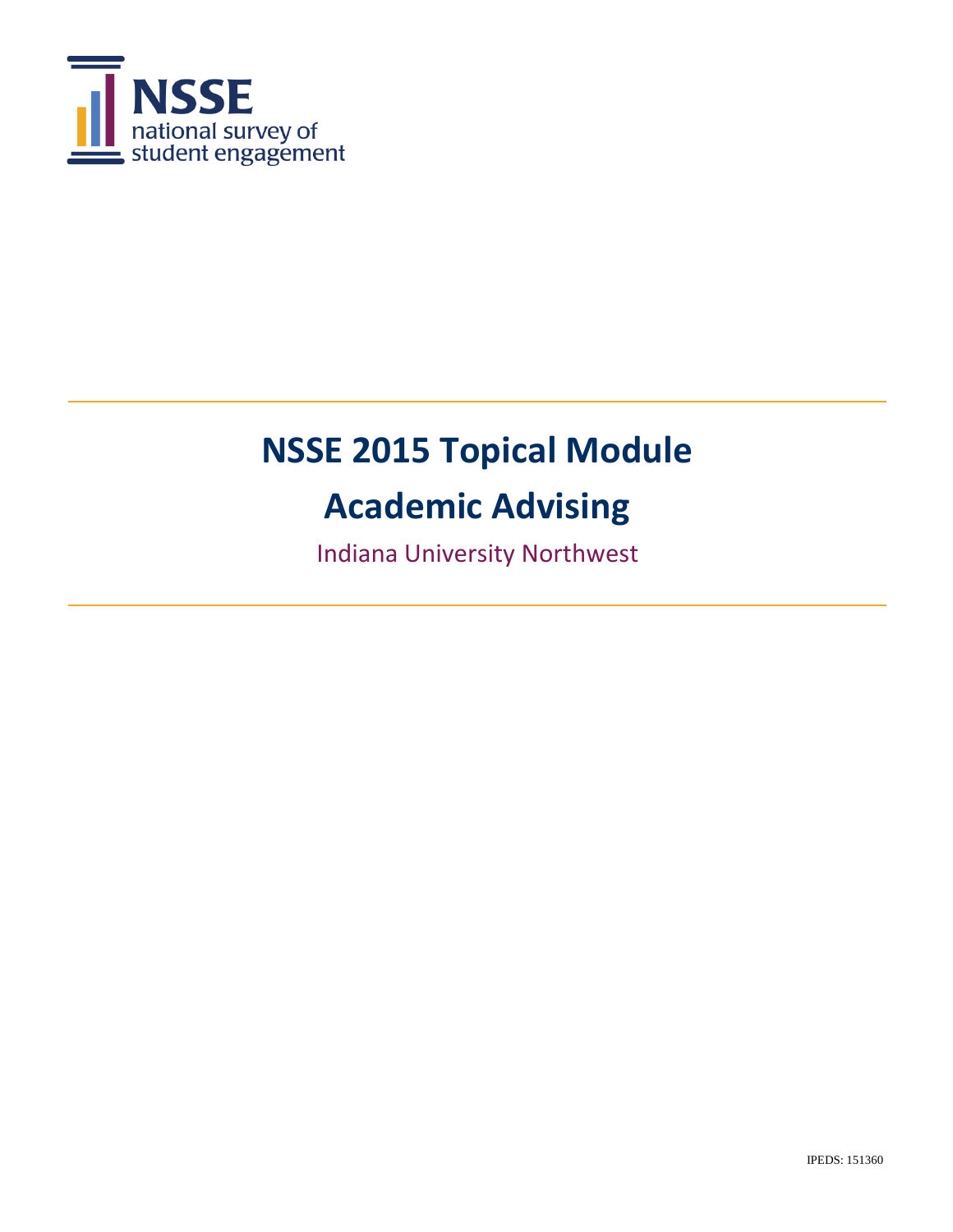NSSE
national survey of
student engagement

# NSSE 2015 Topical Module

# Academic Advising

Indiana University Northwest

IPEDS: 151360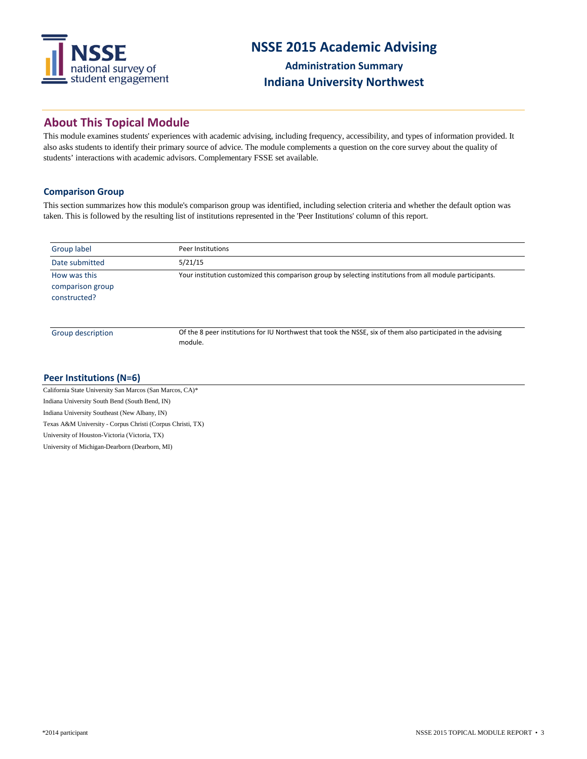# NSSE 2015 Academic Advising

## Administration Summary

## Indiana University Northwest

## About This Topical Module

This module examines students' experiences with academic advising, including frequency, accessibility, and types of information provided. It also asks students to identify their primary source of advice. The module complements a question on the core survey about the quality of students' interactions with academic advisors. Complementary FSSE set available.

### Comparison Group

This section summarizes how this module's comparison group was identified, including selection criteria and whether the default option was taken. This is followed by the resulting list of institutions represented in the 'Peer Institutions' column of this report.

| | |
|---|---|
| Group label | Peer Institutions |
| Date submitted | 5/21/15 |
| How was this comparison group constructed? | Your institution customized this comparison group by selecting institutions from all module participants. |
| Group description | Of the 8 peer institutions for IU Northwest that took the NSSE, six of them also participated in the advising module. |

### Peer Institutions (N=6)

California State University San Marcos (San Marcos, CA)*
Indiana University South Bend (South Bend, IN)
Indiana University Southeast (New Albany, IN)
Texas A&M University - Corpus Christi (Corpus Christi, TX)
University of Houston-Victoria (Victoria, TX)
University of Michigan-Dearborn (Dearborn, MI)

*2014 participant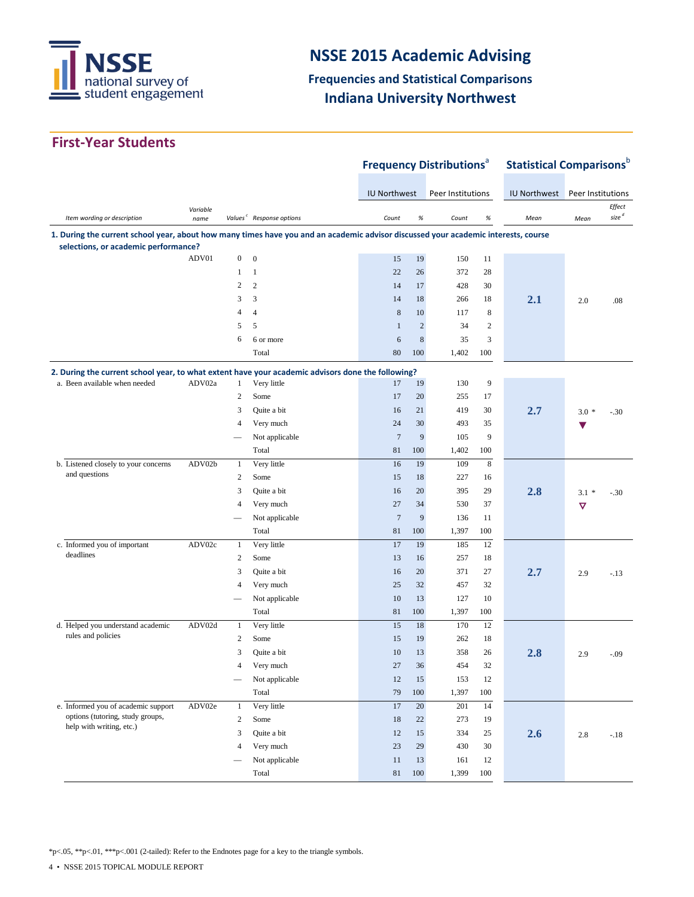# NSSE 2015 Academic Advising

## Frequencies and Statistical Comparisons

## Indiana University Northwest

## First-Year Students

| Item wording or description | Variable name | Values[c] | Response options | Frequency Distributions[a] IU Northwest Count | % | Peer Institutions Count | % | Statistical Comparisons[b] IU Northwest Mean | Peer Institutions Mean | Effect size[d] |
|---|---|---|---|---|---|---|---|---|---|---|
| **1. During the current school year, about how many times have you and an academic advisor discussed your academic interests, course selections, or academic performance?** | | | | | | | | | | |
| | ADV01 | 0 | 0 | 15 | 19 | 150 | 11 | | | |
| | | 1 | 1 | 22 | 26 | 372 | 28 | | | |
| | | 2 | 2 | 14 | 17 | 428 | 30 | | | |
| | | 3 | 3 | 14 | 18 | 266 | 18 | 2.1 | 2.0 | .08 |
| | | 4 | 4 | 8 | 10 | 117 | 8 | | | |
| | | 5 | 5 | 1 | 2 | 34 | 2 | | | |
| | | 6 | 6 or more | 6 | 8 | 35 | 3 | | | |
| | | | Total | 80 | 100 | 1,402 | 100 | | | |
| **2. During the current school year, to what extent have your academic advisors done the following?** | | | | | | | | | | |
| a. Been available when needed | ADV02a | 1 | Very little | 17 | 19 | 130 | 9 | | | |
| | | 2 | Some | 17 | 20 | 255 | 17 | | | |
| | | 3 | Quite a bit | 16 | 21 | 419 | 30 | 2.7 | 3.0 * ▼ | -.30 |
| | | 4 | Very much | 24 | 30 | 493 | 35 | | | |
| | | — | Not applicable | 7 | 9 | 105 | 9 | | | |
| | | | Total | 81 | 100 | 1,402 | 100 | | | |
| b. Listened closely to your concerns and questions | ADV02b | 1 | Very little | 16 | 19 | 109 | 8 | | | |
| | | 2 | Some | 15 | 18 | 227 | 16 | | | |
| | | 3 | Quite a bit | 16 | 20 | 395 | 29 | 2.8 | 3.1 * ▽ | -.30 |
| | | 4 | Very much | 27 | 34 | 530 | 37 | | | |
| | | — | Not applicable | 7 | 9 | 136 | 11 | | | |
| | | | Total | 81 | 100 | 1,397 | 100 | | | |
| c. Informed you of important deadlines | ADV02c | 1 | Very little | 17 | 19 | 185 | 12 | | | |
| | | 2 | Some | 13 | 16 | 257 | 18 | | | |
| | | 3 | Quite a bit | 16 | 20 | 371 | 27 | 2.7 | 2.9 | -.13 |
| | | 4 | Very much | 25 | 32 | 457 | 32 | | | |
| | | — | Not applicable | 10 | 13 | 127 | 10 | | | |
| | | | Total | 81 | 100 | 1,397 | 100 | | | |
| d. Helped you understand academic rules and policies | ADV02d | 1 | Very little | 15 | 18 | 170 | 12 | | | |
| | | 2 | Some | 15 | 19 | 262 | 18 | | | |
| | | 3 | Quite a bit | 10 | 13 | 358 | 26 | 2.8 | 2.9 | -.09 |
| | | 4 | Very much | 27 | 36 | 454 | 32 | | | |
| | | — | Not applicable | 12 | 15 | 153 | 12 | | | |
| | | | Total | 79 | 100 | 1,397 | 100 | | | |
| e. Informed you of academic support options (tutoring, study groups, help with writing, etc.) | ADV02e | 1 | Very little | 17 | 20 | 201 | 14 | | | |
| | | 2 | Some | 18 | 22 | 273 | 19 | | | |
| | | 3 | Quite a bit | 12 | 15 | 334 | 25 | 2.6 | 2.8 | -.18 |
| | | 4 | Very much | 23 | 29 | 430 | 30 | | | |
| | | — | Not applicable | 11 | 13 | 161 | 12 | | | |
| | | | Total | 81 | 100 | 1,399 | 100 | | | |

*p<.05, **p<.01, ***p<.001 (2-tailed): Refer to the Endnotes page for a key to the triangle symbols.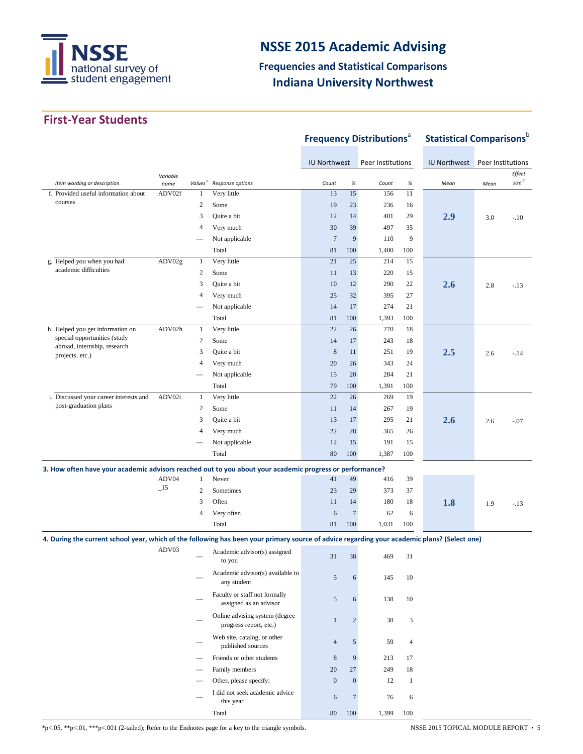# NSSE 2015 Academic Advising

## Frequencies and Statistical Comparisons

## Indiana University Northwest

## First-Year Students

| | | | | Frequency Distributions[a] | | | | Statistical Comparisons[b] | | |
|---|---|---|---|---|---|---|---|---|---|---|
| | | | | IU Northwest | | Peer Institutions | | IU Northwest | Peer Institutions | |
| *Item wording or description* | *Variable name* | *Values[c]* | *Response options* | *Count* | *%* | *Count* | *%* | *Mean* | *Mean* | *Effect size[d]* |
| f. Provided useful information about courses | ADV02f | 1 | Very little | 13 | 15 | 156 | 11 | **2.9** | 3.0 | -.10 |
| | | 2 | Some | 19 | 23 | 236 | 16 | | | |
| | | 3 | Quite a bit | 12 | 14 | 401 | 29 | | | |
| | | 4 | Very much | 30 | 39 | 497 | 35 | | | |
| | | — | Not applicable | 7 | 9 | 110 | 9 | | | |
| | | | Total | 81 | 100 | 1,400 | 100 | | | |
| g. Helped you when you had academic difficulties | ADV02g | 1 | Very little | 21 | 25 | 214 | 15 | **2.6** | 2.8 | -.13 |
| | | 2 | Some | 11 | 13 | 220 | 15 | | | |
| | | 3 | Quite a bit | 10 | 12 | 290 | 22 | | | |
| | | 4 | Very much | 25 | 32 | 395 | 27 | | | |
| | | — | Not applicable | 14 | 17 | 274 | 21 | | | |
| | | | Total | 81 | 100 | 1,393 | 100 | | | |
| h. Helped you get information on special opportunities (study abroad, internship, research projects, etc.) | ADV02h | 1 | Very little | 22 | 26 | 270 | 18 | **2.5** | 2.6 | -.14 |
| | | 2 | Some | 14 | 17 | 243 | 18 | | | |
| | | 3 | Quite a bit | 8 | 11 | 251 | 19 | | | |
| | | 4 | Very much | 20 | 26 | 343 | 24 | | | |
| | | — | Not applicable | 15 | 20 | 284 | 21 | | | |
| | | | Total | 79 | 100 | 1,391 | 100 | | | |
| i. Discussed your career interests and post-graduation plans | ADV02i | 1 | Very little | 22 | 26 | 269 | 19 | **2.6** | 2.6 | -.07 |
| | | 2 | Some | 11 | 14 | 267 | 19 | | | |
| | | 3 | Quite a bit | 13 | 17 | 295 | 21 | | | |
| | | 4 | Very much | 22 | 28 | 365 | 26 | | | |
| | | — | Not applicable | 12 | 15 | 191 | 15 | | | |
| | | | Total | 80 | 100 | 1,387 | 100 | | | |
| **3. How often have your academic advisors reached out to you about your academic progress or performance?** | | | | | | | | | | |
| | ADV04_15 | 1 | Never | 41 | 49 | 416 | 39 | **1.8** | 1.9 | -.13 |
| | | 2 | Sometimes | 23 | 29 | 373 | 37 | | | |
| | | 3 | Often | 11 | 14 | 180 | 18 | | | |
| | | 4 | Very often | 6 | 7 | 62 | 6 | | | |
| | | | Total | 81 | 100 | 1,031 | 100 | | | |
| **4. During the current school year, which of the following has been your primary source of advice regarding your academic plans? (Select one)** | | | | | | | | | | |
| | ADV03 | — | Academic advisor(s) assigned to you | 31 | 38 | 469 | 31 | | | |
| | | — | Academic advisor(s) available to any student | 5 | 6 | 145 | 10 | | | |
| | | — | Faculty or staff not formally assigned as an advisor | 5 | 6 | 138 | 10 | | | |
| | | — | Online advising system (degree progress report, etc.) | 1 | 2 | 38 | 3 | | | |
| | | — | Web site, catalog, or other published sources | 4 | 5 | 59 | 4 | | | |
| | | — | Friends or other students | 8 | 9 | 213 | 17 | | | |
| | | — | Family members | 20 | 27 | 249 | 18 | | | |
| | | — | Other, please specify: | 0 | 0 | 12 | 1 | | | |
| | | — | I did not seek academic advice this year | 6 | 7 | 76 | 6 | | | |
| | | | Total | 80 | 100 | 1,399 | 100 | | | |

*p<.05, **p<.01, ***p<.001 (2-tailed); Refer to the Endnotes page for a key to the triangle symbols.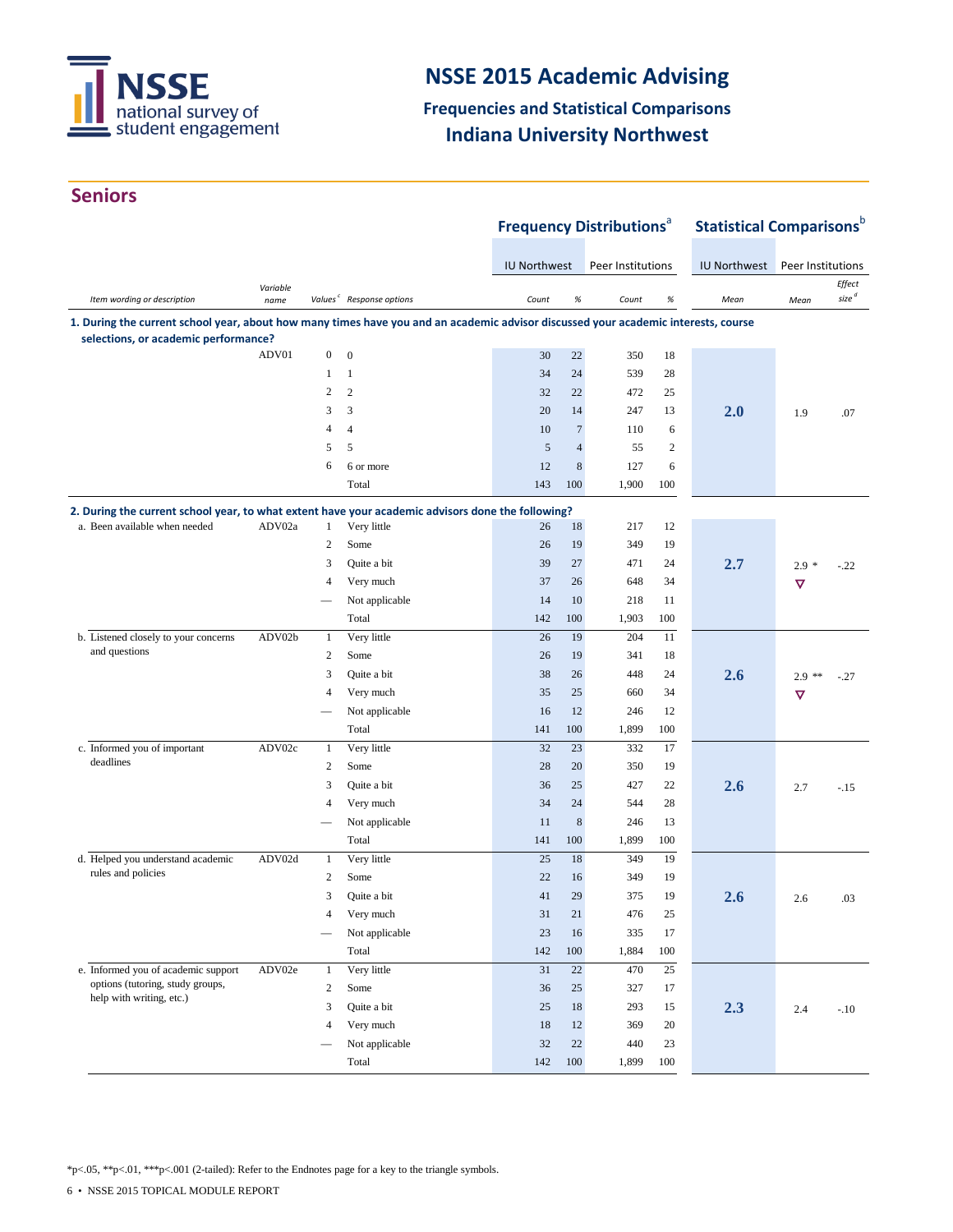# NSSE 2015 Academic Advising

## Frequencies and Statistical Comparisons

## Indiana University Northwest

## Seniors

| Item wording or description | Variable name | Values[c] | Response options | Frequency Distributions[a] IU Northwest Count | % | Peer Institutions Count | % | Statistical Comparisons[b] IU Northwest Mean | Peer Institutions Mean | Effect size[d] |
|---|---|---|---|---|---|---|---|---|---|---|
| **1. During the current school year, about how many times have you and an academic advisor discussed your academic interests, course selections, or academic performance?** | | | | | | | | | | |
| | ADV01 | 0 | 0 | 30 | 22 | 350 | 18 | | | |
| | | 1 | 1 | 34 | 24 | 539 | 28 | | | |
| | | 2 | 2 | 32 | 22 | 472 | 25 | | | |
| | | 3 | 3 | 20 | 14 | 247 | 13 | **2.0** | 1.9 | .07 |
| | | 4 | 4 | 10 | 7 | 110 | 6 | | | |
| | | 5 | 5 | 5 | 4 | 55 | 2 | | | |
| | | 6 | 6 or more | 12 | 8 | 127 | 6 | | | |
| | | | Total | 143 | 100 | 1,900 | 100 | | | |
| **2. During the current school year, to what extent have your academic advisors done the following?** | | | | | | | | | | |
| a. Been available when needed | ADV02a | 1 | Very little | 26 | 18 | 217 | 12 | | | |
| | | 2 | Some | 26 | 19 | 349 | 19 | | | |
| | | 3 | Quite a bit | 39 | 27 | 471 | 24 | **2.7** | 2.9 * ▽ | -.22 |
| | | 4 | Very much | 37 | 26 | 648 | 34 | | | |
| | | — | Not applicable | 14 | 10 | 218 | 11 | | | |
| | | | Total | 142 | 100 | 1,903 | 100 | | | |
| b. Listened closely to your concerns and questions | ADV02b | 1 | Very little | 26 | 19 | 204 | 11 | | | |
| | | 2 | Some | 26 | 19 | 341 | 18 | | | |
| | | 3 | Quite a bit | 38 | 26 | 448 | 24 | **2.6** | 2.9 ** ▽ | -.27 |
| | | 4 | Very much | 35 | 25 | 660 | 34 | | | |
| | | — | Not applicable | 16 | 12 | 246 | 12 | | | |
| | | | Total | 141 | 100 | 1,899 | 100 | | | |
| c. Informed you of important deadlines | ADV02c | 1 | Very little | 32 | 23 | 332 | 17 | | | |
| | | 2 | Some | 28 | 20 | 350 | 19 | | | |
| | | 3 | Quite a bit | 36 | 25 | 427 | 22 | **2.6** | 2.7 | -.15 |
| | | 4 | Very much | 34 | 24 | 544 | 28 | | | |
| | | — | Not applicable | 11 | 8 | 246 | 13 | | | |
| | | | Total | 141 | 100 | 1,899 | 100 | | | |
| d. Helped you understand academic rules and policies | ADV02d | 1 | Very little | 25 | 18 | 349 | 19 | | | |
| | | 2 | Some | 22 | 16 | 349 | 19 | | | |
| | | 3 | Quite a bit | 41 | 29 | 375 | 19 | **2.6** | 2.6 | .03 |
| | | 4 | Very much | 31 | 21 | 476 | 25 | | | |
| | | — | Not applicable | 23 | 16 | 335 | 17 | | | |
| | | | Total | 142 | 100 | 1,884 | 100 | | | |
| e. Informed you of academic support options (tutoring, study groups, help with writing, etc.) | ADV02e | 1 | Very little | 31 | 22 | 470 | 25 | | | |
| | | 2 | Some | 36 | 25 | 327 | 17 | | | |
| | | 3 | Quite a bit | 25 | 18 | 293 | 15 | **2.3** | 2.4 | -.10 |
| | | 4 | Very much | 18 | 12 | 369 | 20 | | | |
| | | — | Not applicable | 32 | 22 | 440 | 23 | | | |
| | | | Total | 142 | 100 | 1,899 | 100 | | | |

*p<.05, **p<.01, ***p<.001 (2-tailed): Refer to the Endnotes page for a key to the triangle symbols.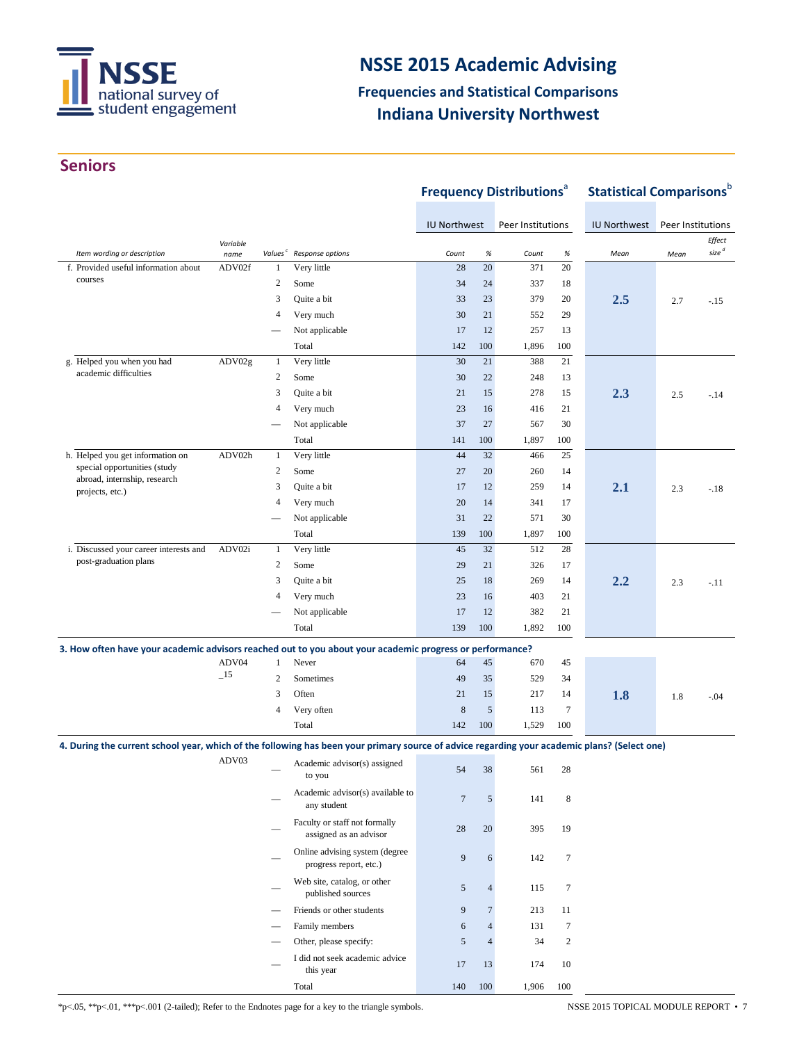# NSSE 2015 Academic Advising

## Frequencies and Statistical Comparisons

## Indiana University Northwest

## Seniors

| | | | | Frequency Distributions[a] | | | | Statistical Comparisons[b] | | |
|---|---|---|---|---|---|---|---|---|---|---|
| | | | | IU Northwest | | Peer Institutions | | IU Northwest | Peer Institutions | |
| *Item wording or description* | *Variable name* | *Values[c]* | *Response options* | *Count* | *%* | *Count* | *%* | *Mean* | *Mean* | *Effect size[d]* |
| f. Provided useful information about courses | ADV02f | 1 | Very little | 28 | 20 | 371 | 20 | **2.5** | 2.7 | -.15 |
| | | 2 | Some | 34 | 24 | 337 | 18 | | | |
| | | 3 | Quite a bit | 33 | 23 | 379 | 20 | | | |
| | | 4 | Very much | 30 | 21 | 552 | 29 | | | |
| | | — | Not applicable | 17 | 12 | 257 | 13 | | | |
| | | | Total | 142 | 100 | 1,896 | 100 | | | |
| g. Helped you when you had academic difficulties | ADV02g | 1 | Very little | 30 | 21 | 388 | 21 | **2.3** | 2.5 | -.14 |
| | | 2 | Some | 30 | 22 | 248 | 13 | | | |
| | | 3 | Quite a bit | 21 | 15 | 278 | 15 | | | |
| | | 4 | Very much | 23 | 16 | 416 | 21 | | | |
| | | — | Not applicable | 37 | 27 | 567 | 30 | | | |
| | | | Total | 141 | 100 | 1,897 | 100 | | | |
| h. Helped you get information on special opportunities (study abroad, internship, research projects, etc.) | ADV02h | 1 | Very little | 44 | 32 | 466 | 25 | **2.1** | 2.3 | -.18 |
| | | 2 | Some | 27 | 20 | 260 | 14 | | | |
| | | 3 | Quite a bit | 17 | 12 | 259 | 14 | | | |
| | | 4 | Very much | 20 | 14 | 341 | 17 | | | |
| | | — | Not applicable | 31 | 22 | 571 | 30 | | | |
| | | | Total | 139 | 100 | 1,897 | 100 | | | |
| i. Discussed your career interests and post-graduation plans | ADV02i | 1 | Very little | 45 | 32 | 512 | 28 | **2.2** | 2.3 | -.11 |
| | | 2 | Some | 29 | 21 | 326 | 17 | | | |
| | | 3 | Quite a bit | 25 | 18 | 269 | 14 | | | |
| | | 4 | Very much | 23 | 16 | 403 | 21 | | | |
| | | — | Not applicable | 17 | 12 | 382 | 21 | | | |
| | | | Total | 139 | 100 | 1,892 | 100 | | | |
| **3. How often have your academic advisors reached out to you about your academic progress or performance?** | | | | | | | | | | |
| | ADV04_15 | 1 | Never | 64 | 45 | 670 | 45 | **1.8** | 1.8 | -.04 |
| | | 2 | Sometimes | 49 | 35 | 529 | 34 | | | |
| | | 3 | Often | 21 | 15 | 217 | 14 | | | |
| | | 4 | Very often | 8 | 5 | 113 | 7 | | | |
| | | | Total | 142 | 100 | 1,529 | 100 | | | |
| **4. During the current school year, which of the following has been your primary source of advice regarding your academic plans? (Select one)** | | | | | | | | | | |
| | ADV03 | — | Academic advisor(s) assigned to you | 54 | 38 | 561 | 28 | | | |
| | | — | Academic advisor(s) available to any student | 7 | 5 | 141 | 8 | | | |
| | | — | Faculty or staff not formally assigned as an advisor | 28 | 20 | 395 | 19 | | | |
| | | — | Online advising system (degree progress report, etc.) | 9 | 6 | 142 | 7 | | | |
| | | — | Web site, catalog, or other published sources | 5 | 4 | 115 | 7 | | | |
| | | — | Friends or other students | 9 | 7 | 213 | 11 | | | |
| | | — | Family members | 6 | 4 | 131 | 7 | | | |
| | | — | Other, please specify: | 5 | 4 | 34 | 2 | | | |
| | | — | I did not seek academic advice this year | 17 | 13 | 174 | 10 | | | |
| | | | Total | 140 | 100 | 1,906 | 100 | | | |

*p<.05, **p<.01, ***p<.001 (2-tailed); Refer to the Endnotes page for a key to the triangle symbols.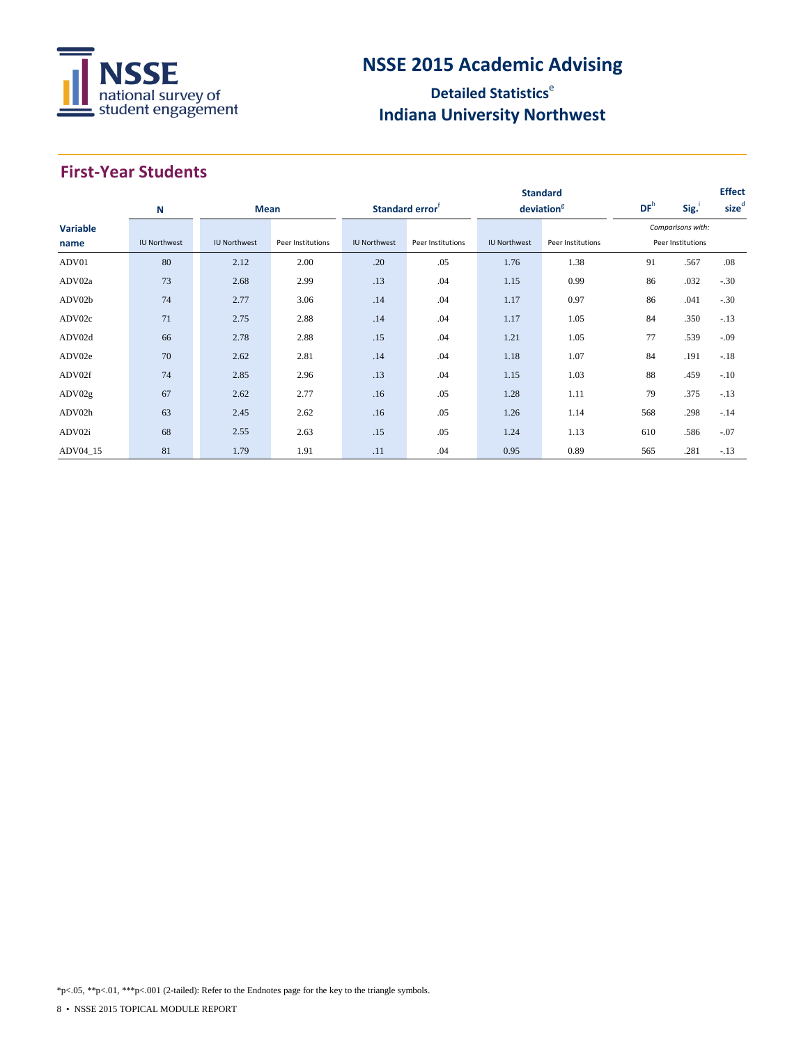# NSSE 2015 Academic Advising

## Detailed Statistics[e]

## Indiana University Northwest

### First-Year Students

| Variable name | N | Mean | | Standard error[f] | | Standard deviation[g] | | DF[h] | Sig.[i] | Effect size[d] |
|---|---|---|---|---|---|---|---|---|---|---|
| | IU Northwest | IU Northwest | Peer Institutions | IU Northwest | Peer Institutions | IU Northwest | Peer Institutions | *Comparisons with:* Peer Institutions | | |
| ADV01 | 80 | 2.12 | 2.00 | .20 | .05 | 1.76 | 1.38 | 91 | .567 | .08 |
| ADV02a | 73 | 2.68 | 2.99 | .13 | .04 | 1.15 | 0.99 | 86 | .032 | -.30 |
| ADV02b | 74 | 2.77 | 3.06 | .14 | .04 | 1.17 | 0.97 | 86 | .041 | -.30 |
| ADV02c | 71 | 2.75 | 2.88 | .14 | .04 | 1.17 | 1.05 | 84 | .350 | -.13 |
| ADV02d | 66 | 2.78 | 2.88 | .15 | .04 | 1.21 | 1.05 | 77 | .539 | -.09 |
| ADV02e | 70 | 2.62 | 2.81 | .14 | .04 | 1.18 | 1.07 | 84 | .191 | -.18 |
| ADV02f | 74 | 2.85 | 2.96 | .13 | .04 | 1.15 | 1.03 | 88 | .459 | -.10 |
| ADV02g | 67 | 2.62 | 2.77 | .16 | .05 | 1.28 | 1.11 | 79 | .375 | -.13 |
| ADV02h | 63 | 2.45 | 2.62 | .16 | .05 | 1.26 | 1.14 | 568 | .298 | -.14 |
| ADV02i | 68 | 2.55 | 2.63 | .15 | .05 | 1.24 | 1.13 | 610 | .586 | -.07 |
| ADV04_15 | 81 | 1.79 | 1.91 | .11 | .04 | 0.95 | 0.89 | 565 | .281 | -.13 |

*p<.05, **p<.01, ***p<.001 (2-tailed): Refer to the Endnotes page for the key to the triangle symbols.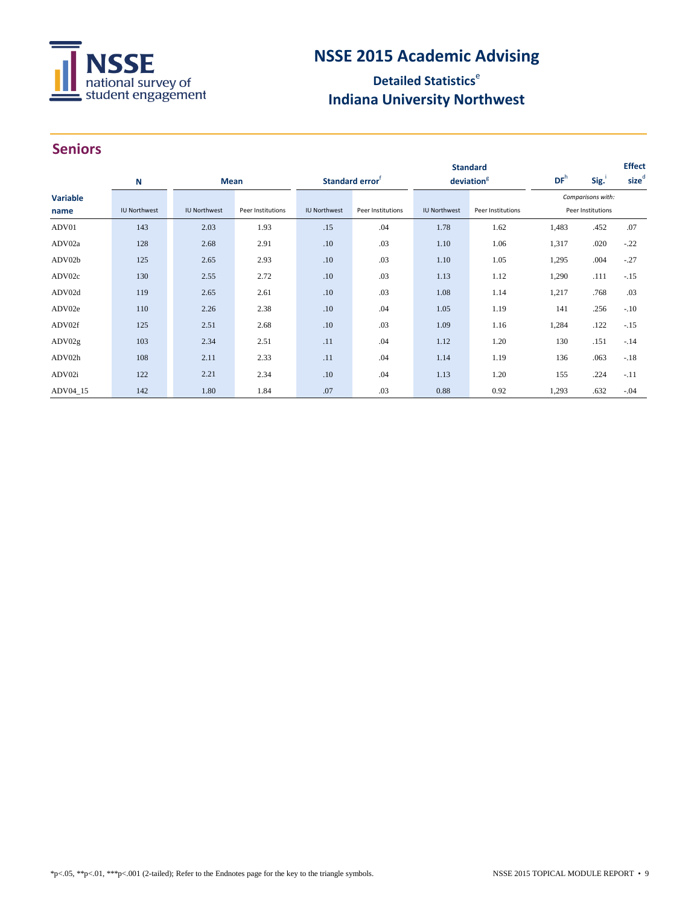# NSSE 2015 Academic Advising

## Detailed Statistics[e]

## Indiana University Northwest

## Seniors

| Variable name | N | Mean | | Standard error[f] | | Standard deviation[g] | | DF[h] | Sig.[i] | Effect size[d] |
|---|---|---|---|---|---|---|---|---|---|---|
| | IU Northwest | IU Northwest | Peer Institutions | IU Northwest | Peer Institutions | IU Northwest | Peer Institutions | *Comparisons with:* Peer Institutions | | |
| ADV01 | 143 | 2.03 | 1.93 | .15 | .04 | 1.78 | 1.62 | 1,483 | .452 | .07 |
| ADV02a | 128 | 2.68 | 2.91 | .10 | .03 | 1.10 | 1.06 | 1,317 | .020 | -.22 |
| ADV02b | 125 | 2.65 | 2.93 | .10 | .03 | 1.10 | 1.05 | 1,295 | .004 | -.27 |
| ADV02c | 130 | 2.55 | 2.72 | .10 | .03 | 1.13 | 1.12 | 1,290 | .111 | -.15 |
| ADV02d | 119 | 2.65 | 2.61 | .10 | .03 | 1.08 | 1.14 | 1,217 | .768 | .03 |
| ADV02e | 110 | 2.26 | 2.38 | .10 | .04 | 1.05 | 1.19 | 141 | .256 | -.10 |
| ADV02f | 125 | 2.51 | 2.68 | .10 | .03 | 1.09 | 1.16 | 1,284 | .122 | -.15 |
| ADV02g | 103 | 2.34 | 2.51 | .11 | .04 | 1.12 | 1.20 | 130 | .151 | -.14 |
| ADV02h | 108 | 2.11 | 2.33 | .11 | .04 | 1.14 | 1.19 | 136 | .063 | -.18 |
| ADV02i | 122 | 2.21 | 2.34 | .10 | .04 | 1.13 | 1.20 | 155 | .224 | -.11 |
| ADV04_15 | 142 | 1.80 | 1.84 | .07 | .03 | 0.88 | 0.92 | 1,293 | .632 | -.04 |

*p<.05, **p<.01, ***p<.001 (2-tailed); Refer to the Endnotes page for the key to the triangle symbols.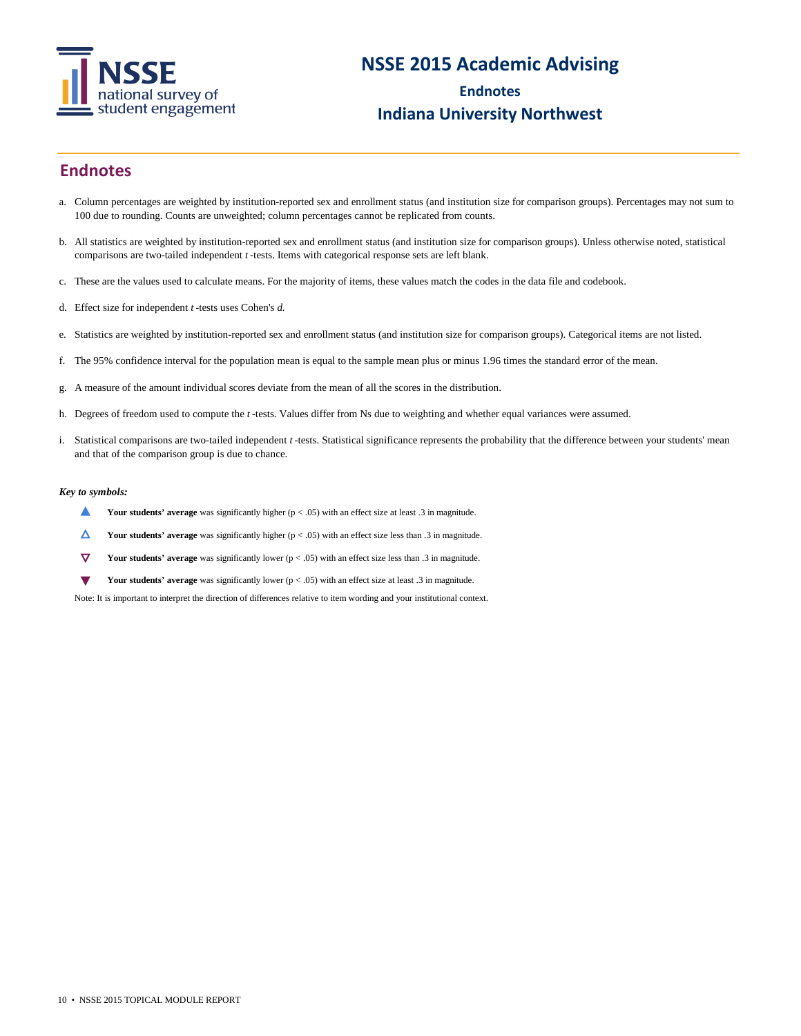# NSSE 2015 Academic Advising

### Endnotes

## Indiana University Northwest

## Endnotes

a. Column percentages are weighted by institution-reported sex and enrollment status (and institution size for comparison groups). Percentages may not sum to 100 due to rounding. Counts are unweighted; column percentages cannot be replicated from counts.

b. All statistics are weighted by institution-reported sex and enrollment status (and institution size for comparison groups). Unless otherwise noted, statistical comparisons are two-tailed independent *t*-tests. Items with categorical response sets are left blank.

c. These are the values used to calculate means. For the majority of items, these values match the codes in the data file and codebook.

d. Effect size for independent *t*-tests uses Cohen's *d.*

e. Statistics are weighted by institution-reported sex and enrollment status (and institution size for comparison groups). Categorical items are not listed.

f. The 95% confidence interval for the population mean is equal to the sample mean plus or minus 1.96 times the standard error of the mean.

g. A measure of the amount individual scores deviate from the mean of all the scores in the distribution.

h. Degrees of freedom used to compute the *t*-tests. Values differ from Ns due to weighting and whether equal variances were assumed.

i. Statistical comparisons are two-tailed independent *t*-tests. Statistical significance represents the probability that the difference between your students' mean and that of the comparison group is due to chance.

***Key to symbols:***

▲ **Your students' average** was significantly higher ($p < .05$) with an effect size at least .3 in magnitude.

△ **Your students' average** was significantly higher ($p < .05$) with an effect size less than .3 in magnitude.

▽ **Your students' average** was significantly lower ($p < .05$) with an effect size less than .3 in magnitude.

▼ **Your students' average** was significantly lower ($p < .05$) with an effect size at least .3 in magnitude.

Note: It is important to interpret the direction of differences relative to item wording and your institutional context.